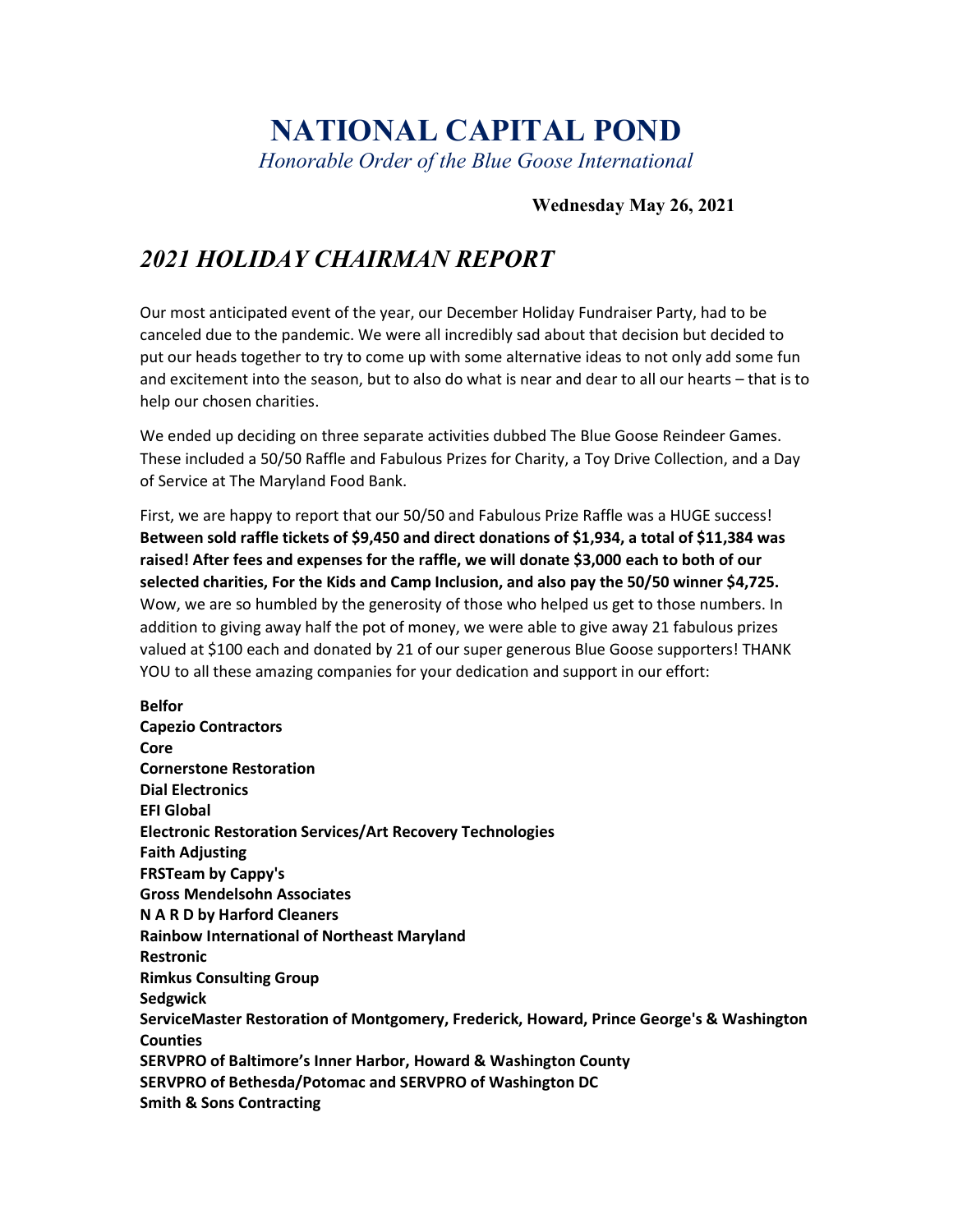# NATIONAL CAPITAL POND

*Honorable Order of the Blue Goose International*

**Wednesday May 26, 2021**

## *2021 HOLIDAY CHAIRMAN REPORT*

Our most anticipated event of the year, our December Holiday Fundraiser Party, had to be canceled due to the pandemic. We were all incredibly sad about that decision but decided to put our heads together to try to come up with some alternative ideas to not only add some fun and excitement into the season, but to also do what is near and dear to all our hearts – that is to help our chosen charities.

We ended up deciding on three separate activities dubbed The Blue Goose Reindeer Games. These included a 50/50 Raffle and Fabulous Prizes for Charity, a Toy Drive Collection, and a Day of Service at The Maryland Food Bank.

First, we are happy to report that our 50/50 and Fabulous Prize Raffle was a HUGE success! **Between sold raffle tickets of $9,450 and direct donations of $1,934, a total of $11,384 was raised! After fees and expenses for the raffle, we will donate $3,000 each to both of our selected charities, For the Kids and Camp Inclusion, and also pay the 50/50 winner $4,725.** Wow, we are so humbled by the generosity of those who helped us get to those numbers. In addition to giving away half the pot of money, we were able to give away 21 fabulous prizes valued at $100 each and donated by 21 of our super generous Blue Goose supporters! THANK YOU to all these amazing companies for your dedication and support in our effort:

**Belfor**
**Capezio Contractors**
**Core**
**Cornerstone Restoration**
**Dial Electronics**
**EFI Global**
**Electronic Restoration Services/Art Recovery Technologies**
**Faith Adjusting**
**FRSTeam by Cappy's**
**Gross Mendelsohn Associates**
**N A R D by Harford Cleaners**
**Rainbow International of Northeast Maryland**
**Restronic**
**Rimkus Consulting Group**
**Sedgwick**
**ServiceMaster Restoration of Montgomery, Frederick, Howard, Prince George's & Washington Counties**
**SERVPRO of Baltimore's Inner Harbor, Howard & Washington County**
**SERVPRO of Bethesda/Potomac and SERVPRO of Washington DC**
**Smith & Sons Contracting**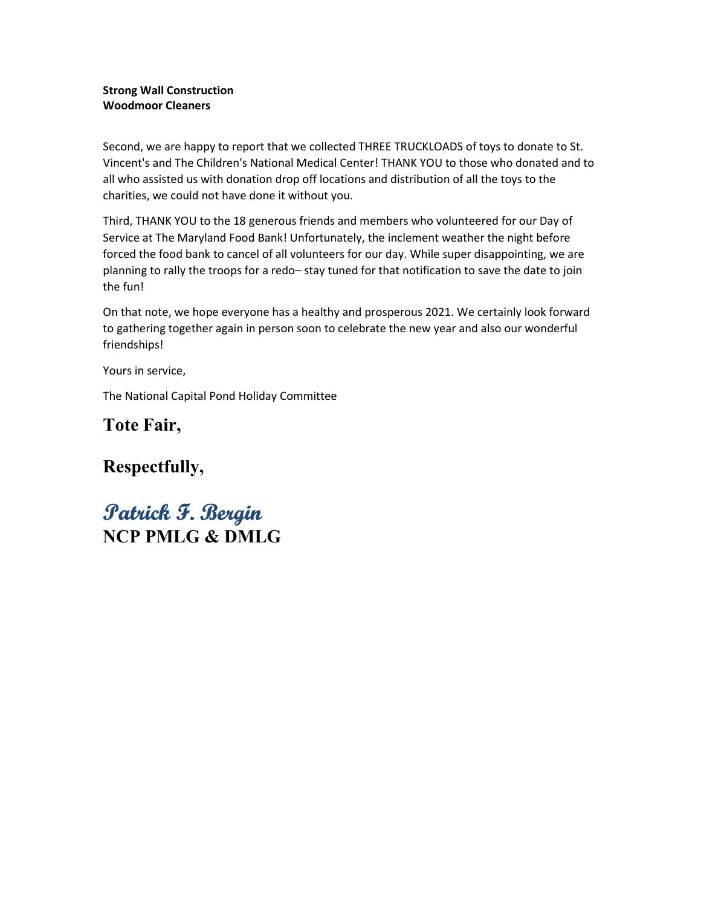**Strong Wall Construction**
**Woodmoor Cleaners**

Second, we are happy to report that we collected THREE TRUCKLOADS of toys to donate to St. Vincent's and The Children's National Medical Center! THANK YOU to those who donated and to all who assisted us with donation drop off locations and distribution of all the toys to the charities, we could not have done it without you.

Third, THANK YOU to the 18 generous friends and members who volunteered for our Day of Service at The Maryland Food Bank! Unfortunately, the inclement weather the night before forced the food bank to cancel of all volunteers for our day. While super disappointing, we are planning to rally the troops for a redo– stay tuned for that notification to save the date to join the fun!

On that note, we hope everyone has a healthy and prosperous 2021. We certainly look forward to gathering together again in person soon to celebrate the new year and also our wonderful friendships!

Yours in service,

The National Capital Pond Holiday Committee

**Tote Fair,**

**Respectfully,**

*Patrick F. Bergin*
**NCP PMLG & DMLG**